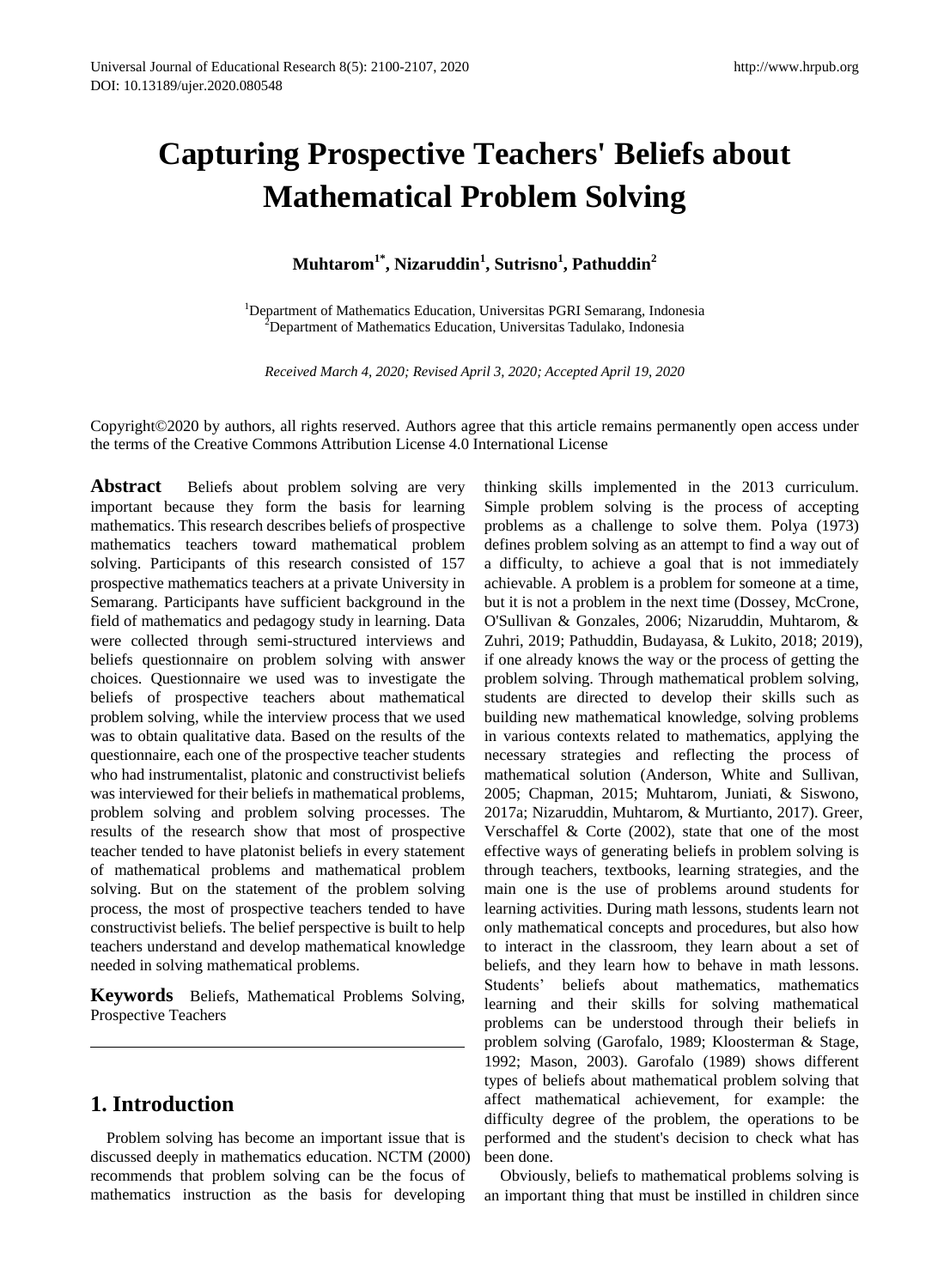# Capturing Prospective Teachers' Beliefs about Mathematical Problem Solving

**Muhtarom[1*], Nizaruddin[1], Sutrisno[1], Pathuddin[2]**

[1]Department of Mathematics Education, Universitas PGRI Semarang, Indonesia
[2]Department of Mathematics Education, Universitas Tadulako, Indonesia

*Received March 4, 2020; Revised April 3, 2020; Accepted April 19, 2020*

Copyright©2020 by authors, all rights reserved. Authors agree that this article remains permanently open access under the terms of the Creative Commons Attribution License 4.0 International License

**Abstract** Beliefs about problem solving are very important because they form the basis for learning mathematics. This research describes beliefs of prospective mathematics teachers toward mathematical problem solving. Participants of this research consisted of 157 prospective mathematics teachers at a private University in Semarang. Participants have sufficient background in the field of mathematics and pedagogy study in learning. Data were collected through semi-structured interviews and beliefs questionnaire on problem solving with answer choices. Questionnaire we used was to investigate the beliefs of prospective teachers about mathematical problem solving, while the interview process that we used was to obtain qualitative data. Based on the results of the questionnaire, each one of the prospective teacher students who had instrumentalist, platonic and constructivist beliefs was interviewed for their beliefs in mathematical problems, problem solving and problem solving processes. The results of the research show that most of prospective teacher tended to have platonist beliefs in every statement of mathematical problems and mathematical problem solving. But on the statement of the problem solving process, the most of prospective teachers tended to have constructivist beliefs. The belief perspective is built to help teachers understand and develop mathematical knowledge needed in solving mathematical problems.

**Keywords** Beliefs, Mathematical Problems Solving, Prospective Teachers

## 1. Introduction

Problem solving has become an important issue that is discussed deeply in mathematics education. NCTM (2000) recommends that problem solving can be the focus of mathematics instruction as the basis for developing thinking skills implemented in the 2013 curriculum. Simple problem solving is the process of accepting problems as a challenge to solve them. Polya (1973) defines problem solving as an attempt to find a way out of a difficulty, to achieve a goal that is not immediately achievable. A problem is a problem for someone at a time, but it is not a problem in the next time (Dossey, McCrone, O'Sullivan & Gonzales, 2006; Nizaruddin, Muhtarom, & Zuhri, 2019; Pathuddin, Budayasa, & Lukito, 2018; 2019), if one already knows the way or the process of getting the problem solving. Through mathematical problem solving, students are directed to develop their skills such as building new mathematical knowledge, solving problems in various contexts related to mathematics, applying the necessary strategies and reflecting the process of mathematical solution (Anderson, White and Sullivan, 2005; Chapman, 2015; Muhtarom, Juniati, & Siswono, 2017a; Nizaruddin, Muhtarom, & Murtianto, 2017). Greer, Verschaffel & Corte (2002), state that one of the most effective ways of generating beliefs in problem solving is through teachers, textbooks, learning strategies, and the main one is the use of problems around students for learning activities. During math lessons, students learn not only mathematical concepts and procedures, but also how to interact in the classroom, they learn about a set of beliefs, and they learn how to behave in math lessons. Students' beliefs about mathematics, mathematics learning and their skills for solving mathematical problems can be understood through their beliefs in problem solving (Garofalo, 1989; Kloosterman & Stage, 1992; Mason, 2003). Garofalo (1989) shows different types of beliefs about mathematical problem solving that affect mathematical achievement, for example: the difficulty degree of the problem, the operations to be performed and the student's decision to check what has been done.

Obviously, beliefs to mathematical problems solving is an important thing that must be instilled in children since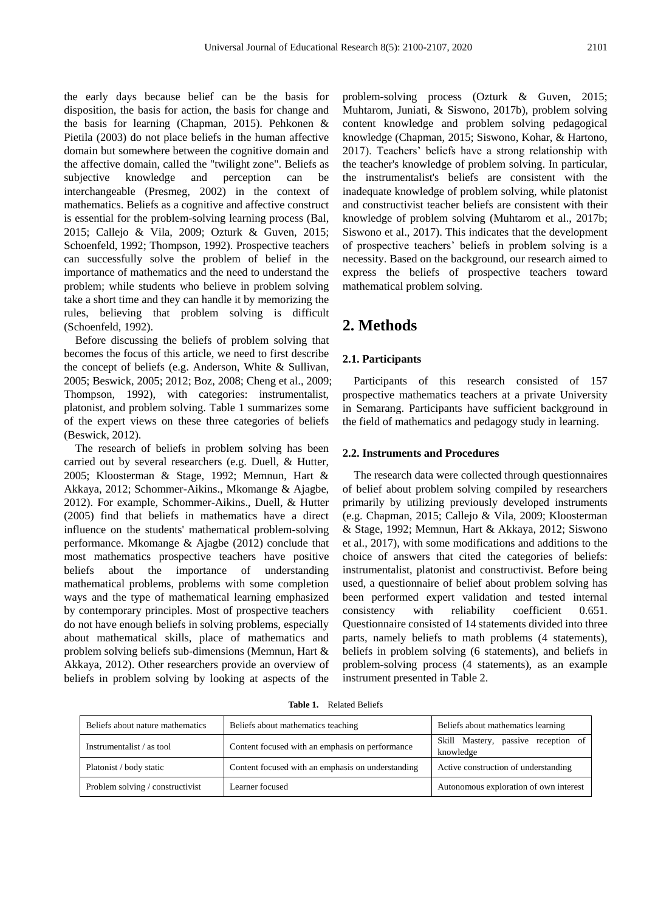the early days because belief can be the basis for disposition, the basis for action, the basis for change and the basis for learning (Chapman, 2015). Pehkonen & Pietila (2003) do not place beliefs in the human affective domain but somewhere between the cognitive domain and the affective domain, called the "twilight zone". Beliefs as subjective knowledge and perception can be interchangeable (Presmeg, 2002) in the context of mathematics. Beliefs as a cognitive and affective construct is essential for the problem-solving learning process (Bal, 2015; Callejo & Vila, 2009; Ozturk & Guven, 2015; Schoenfeld, 1992; Thompson, 1992). Prospective teachers can successfully solve the problem of belief in the importance of mathematics and the need to understand the problem; while students who believe in problem solving take a short time and they can handle it by memorizing the rules, believing that problem solving is difficult (Schoenfeld, 1992).

Before discussing the beliefs of problem solving that becomes the focus of this article, we need to first describe the concept of beliefs (e.g. Anderson, White & Sullivan, 2005; Beswick, 2005; 2012; Boz, 2008; Cheng et al., 2009; Thompson, 1992), with categories: instrumentalist, platonist, and problem solving. Table 1 summarizes some of the expert views on these three categories of beliefs (Beswick, 2012).

The research of beliefs in problem solving has been carried out by several researchers (e.g. Duell, & Hutter, 2005; Kloosterman & Stage, 1992; Memnun, Hart & Akkaya, 2012; Schommer-Aikins., Mkomange & Ajagbe, 2012). For example, Schommer-Aikins., Duell, & Hutter (2005) find that beliefs in mathematics have a direct influence on the students' mathematical problem-solving performance. Mkomange & Ajagbe (2012) conclude that most mathematics prospective teachers have positive beliefs about the importance of understanding mathematical problems, problems with some completion ways and the type of mathematical learning emphasized by contemporary principles. Most of prospective teachers do not have enough beliefs in solving problems, especially about mathematical skills, place of mathematics and problem solving beliefs sub-dimensions (Memnun, Hart & Akkaya, 2012). Other researchers provide an overview of beliefs in problem solving by looking at aspects of the problem-solving process (Ozturk & Guven, 2015; Muhtarom, Juniati, & Siswono, 2017b), problem solving content knowledge and problem solving pedagogical knowledge (Chapman, 2015; Siswono, Kohar, & Hartono, 2017). Teachers' beliefs have a strong relationship with the teacher's knowledge of problem solving. In particular, the instrumentalist's beliefs are consistent with the inadequate knowledge of problem solving, while platonist and constructivist teacher beliefs are consistent with their knowledge of problem solving (Muhtarom et al., 2017b; Siswono et al., 2017). This indicates that the development of prospective teachers' beliefs in problem solving is a necessity. Based on the background, our research aimed to express the beliefs of prospective teachers toward mathematical problem solving.

## 2. Methods

### 2.1. Participants

Participants of this research consisted of 157 prospective mathematics teachers at a private University in Semarang. Participants have sufficient background in the field of mathematics and pedagogy study in learning.

### 2.2. Instruments and Procedures

The research data were collected through questionnaires of belief about problem solving compiled by researchers primarily by utilizing previously developed instruments (e.g. Chapman, 2015; Callejo & Vila, 2009; Kloosterman & Stage, 1992; Memnun, Hart & Akkaya, 2012; Siswono et al., 2017), with some modifications and additions to the choice of answers that cited the categories of beliefs: instrumentalist, platonist and constructivist. Before being used, a questionnaire of belief about problem solving has been performed expert validation and tested internal consistency with reliability coefficient 0.651. Questionnaire consisted of 14 statements divided into three parts, namely beliefs to math problems (4 statements), beliefs in problem solving (6 statements), and beliefs in problem-solving process (4 statements), as an example instrument presented in Table 2.

**Table 1.** Related Beliefs

| Beliefs about nature mathematics | Beliefs about mathematics teaching | Beliefs about mathematics learning |
|---|---|---|
| Instrumentalist / as tool | Content focused with an emphasis on performance | Skill Mastery, passive reception of knowledge |
| Platonist / body static | Content focused with an emphasis on understanding | Active construction of understanding |
| Problem solving / constructivist | Learner focused | Autonomous exploration of own interest |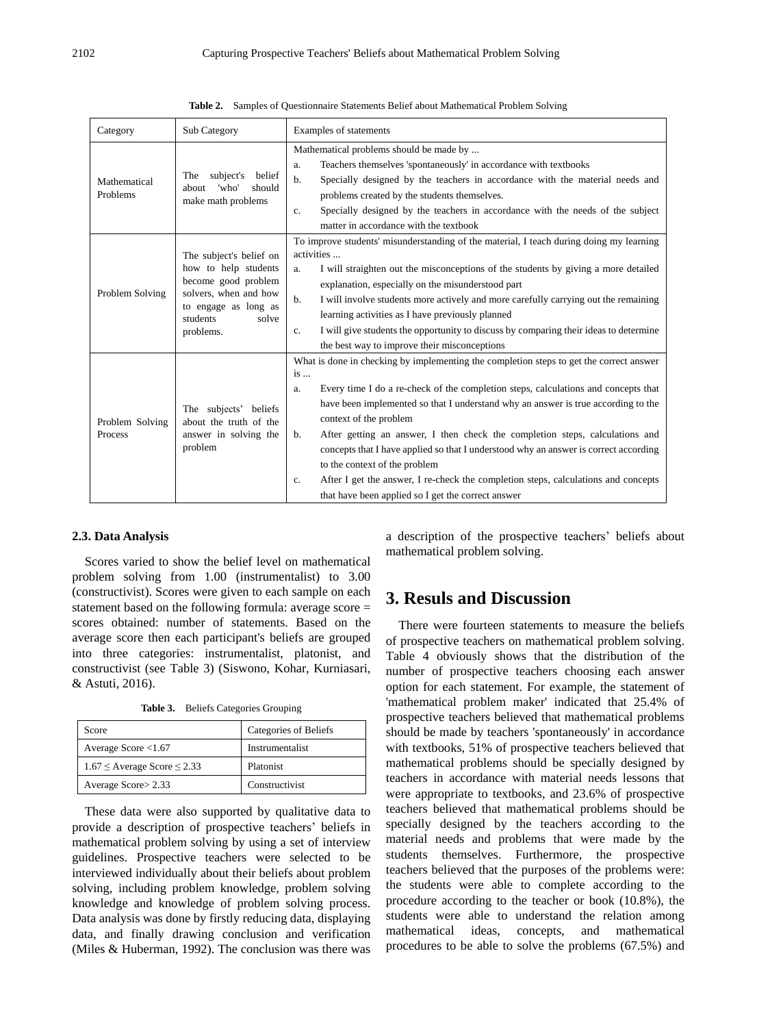**Table 2.** Samples of Questionnaire Statements Belief about Mathematical Problem Solving

| Category | Sub Category | Examples of statements |
|---|---|---|
| Mathematical Problems | The subject's belief about 'who' should make math problems | Mathematical problems should be made by ...<br>a. Teachers themselves 'spontaneously' in accordance with textbooks<br>b. Specially designed by the teachers in accordance with the material needs and problems created by the students themselves.<br>c. Specially designed by the teachers in accordance with the needs of the subject matter in accordance with the textbook |
| Problem Solving | The subject's belief on how to help students become good problem solvers, when and how to engage as long as students solve problems. | To improve students' misunderstanding of the material, I teach during doing my learning activities ...<br>a. I will straighten out the misconceptions of the students by giving a more detailed explanation, especially on the misunderstood part<br>b. I will involve students more actively and more carefully carrying out the remaining learning activities as I have previously planned<br>c. I will give students the opportunity to discuss by comparing their ideas to determine the best way to improve their misconceptions |
| Problem Solving Process | The subjects' beliefs about the truth of the answer in solving the problem | What is done in checking by implementing the completion steps to get the correct answer is ...<br>a. Every time I do a re-check of the completion steps, calculations and concepts that have been implemented so that I understand why an answer is true according to the context of the problem<br>b. After getting an answer, I then check the completion steps, calculations and concepts that I have applied so that I understood why an answer is correct according to the context of the problem<br>c. After I get the answer, I re-check the completion steps, calculations and concepts that have been applied so I get the correct answer |

### 2.3. Data Analysis

Scores varied to show the belief level on mathematical problem solving from 1.00 (instrumentalist) to 3.00 (constructivist). Scores were given to each sample on each statement based on the following formula: average score = scores obtained: number of statements. Based on the average score then each participant's beliefs are grouped into three categories: instrumentalist, platonist, and constructivist (see Table 3) (Siswono, Kohar, Kurniasari, & Astuti, 2016).

**Table 3.** Beliefs Categories Grouping

| Score | Categories of Beliefs |
|---|---|
| Average Score <1.67 | Instrumentalist |
| $1.67 \leq$ Average Score $\leq 2.33$ | Platonist |
| Average Score> 2.33 | Constructivist |

These data were also supported by qualitative data to provide a description of prospective teachers' beliefs in mathematical problem solving by using a set of interview guidelines. Prospective teachers were selected to be interviewed individually about their beliefs about problem solving, including problem knowledge, problem solving knowledge and knowledge of problem solving process. Data analysis was done by firstly reducing data, displaying data, and finally drawing conclusion and verification (Miles & Huberman, 1992). The conclusion was there was a description of the prospective teachers' beliefs about mathematical problem solving.

## 3. Resuls and Discussion

There were fourteen statements to measure the beliefs of prospective teachers on mathematical problem solving. Table 4 obviously shows that the distribution of the number of prospective teachers choosing each answer option for each statement. For example, the statement of 'mathematical problem maker' indicated that 25.4% of prospective teachers believed that mathematical problems should be made by teachers 'spontaneously' in accordance with textbooks, 51% of prospective teachers believed that mathematical problems should be specially designed by teachers in accordance with material needs lessons that were appropriate to textbooks, and 23.6% of prospective teachers believed that mathematical problems should be specially designed by the teachers according to the material needs and problems that were made by the students themselves. Furthermore, the prospective teachers believed that the purposes of the problems were: the students were able to complete according to the procedure according to the teacher or book (10.8%), the students were able to understand the relation among mathematical ideas, concepts, and mathematical procedures to be able to solve the problems (67.5%) and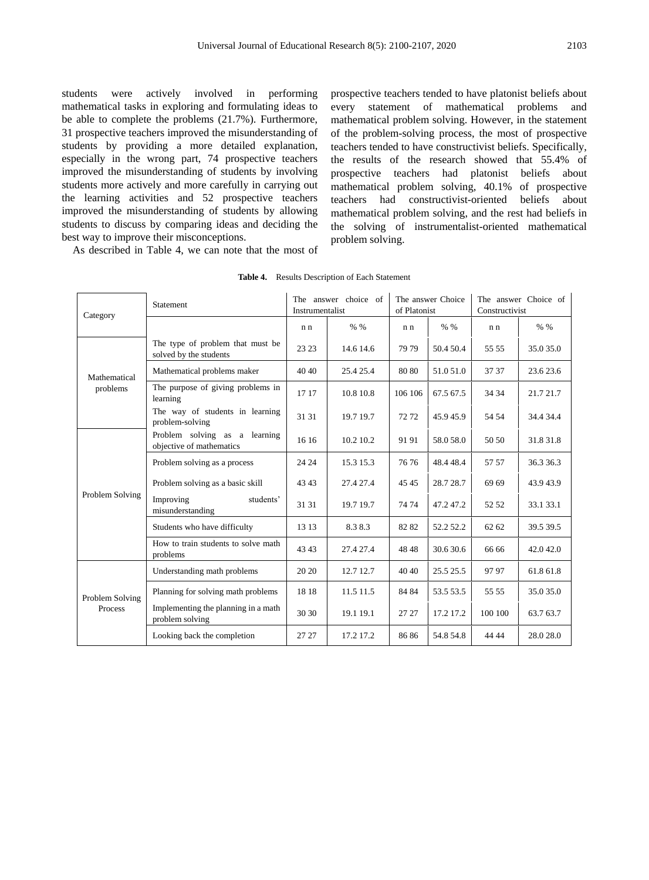students were actively involved in performing mathematical tasks in exploring and formulating ideas to be able to complete the problems (21.7%). Furthermore, 31 prospective teachers improved the misunderstanding of students by providing a more detailed explanation, especially in the wrong part, 74 prospective teachers improved the misunderstanding of students by involving students more actively and more carefully in carrying out the learning activities and 52 prospective teachers improved the misunderstanding of students by allowing students to discuss by comparing ideas and deciding the best way to improve their misconceptions.

As described in Table 4, we can note that the most of prospective teachers tended to have platonist beliefs about every statement of mathematical problems and mathematical problem solving. However, in the statement of the problem-solving process, the most of prospective teachers tended to have constructivist beliefs. Specifically, the results of the research showed that 55.4% of prospective teachers had platonist beliefs about mathematical problem solving, 40.1% of prospective teachers had constructivist-oriented beliefs about mathematical problem solving, and the rest had beliefs in the solving of instrumentalist-oriented mathematical problem solving.

**Table 4.** Results Description of Each Statement

| Category | Statement | The answer choice of Instrumentalist | | The answer Choice of Platonist | | The answer Choice of Constructivist | |
|---|---|---|---|---|---|---|---|
| | | n n | % % | n n | % % | n n | % % |
| Mathematical problems | The type of problem that must be solved by the students | 23 23 | 14.6 14.6 | 79 79 | 50.4 50.4 | 55 55 | 35.0 35.0 |
| | Mathematical problems maker | 40 40 | 25.4 25.4 | 80 80 | 51.0 51.0 | 37 37 | 23.6 23.6 |
| | The purpose of giving problems in learning | 17 17 | 10.8 10.8 | 106 106 | 67.5 67.5 | 34 34 | 21.7 21.7 |
| | The way of students in learning problem-solving | 31 31 | 19.7 19.7 | 72 72 | 45.9 45.9 | 54 54 | 34.4 34.4 |
| Problem Solving | Problem solving as a learning objective of mathematics | 16 16 | 10.2 10.2 | 91 91 | 58.0 58.0 | 50 50 | 31.8 31.8 |
| | Problem solving as a process | 24 24 | 15.3 15.3 | 76 76 | 48.4 48.4 | 57 57 | 36.3 36.3 |
| | Problem solving as a basic skill | 43 43 | 27.4 27.4 | 45 45 | 28.7 28.7 | 69 69 | 43.9 43.9 |
| | Improving students' misunderstanding | 31 31 | 19.7 19.7 | 74 74 | 47.2 47.2 | 52 52 | 33.1 33.1 |
| | Students who have difficulty | 13 13 | 8.3 8.3 | 82 82 | 52.2 52.2 | 62 62 | 39.5 39.5 |
| | How to train students to solve math problems | 43 43 | 27.4 27.4 | 48 48 | 30.6 30.6 | 66 66 | 42.0 42.0 |
| Problem Solving Process | Understanding math problems | 20 20 | 12.7 12.7 | 40 40 | 25.5 25.5 | 97 97 | 61.8 61.8 |
| | Planning for solving math problems | 18 18 | 11.5 11.5 | 84 84 | 53.5 53.5 | 55 55 | 35.0 35.0 |
| | Implementing the planning in a math problem solving | 30 30 | 19.1 19.1 | 27 27 | 17.2 17.2 | 100 100 | 63.7 63.7 |
| | Looking back the completion | 27 27 | 17.2 17.2 | 86 86 | 54.8 54.8 | 44 44 | 28.0 28.0 |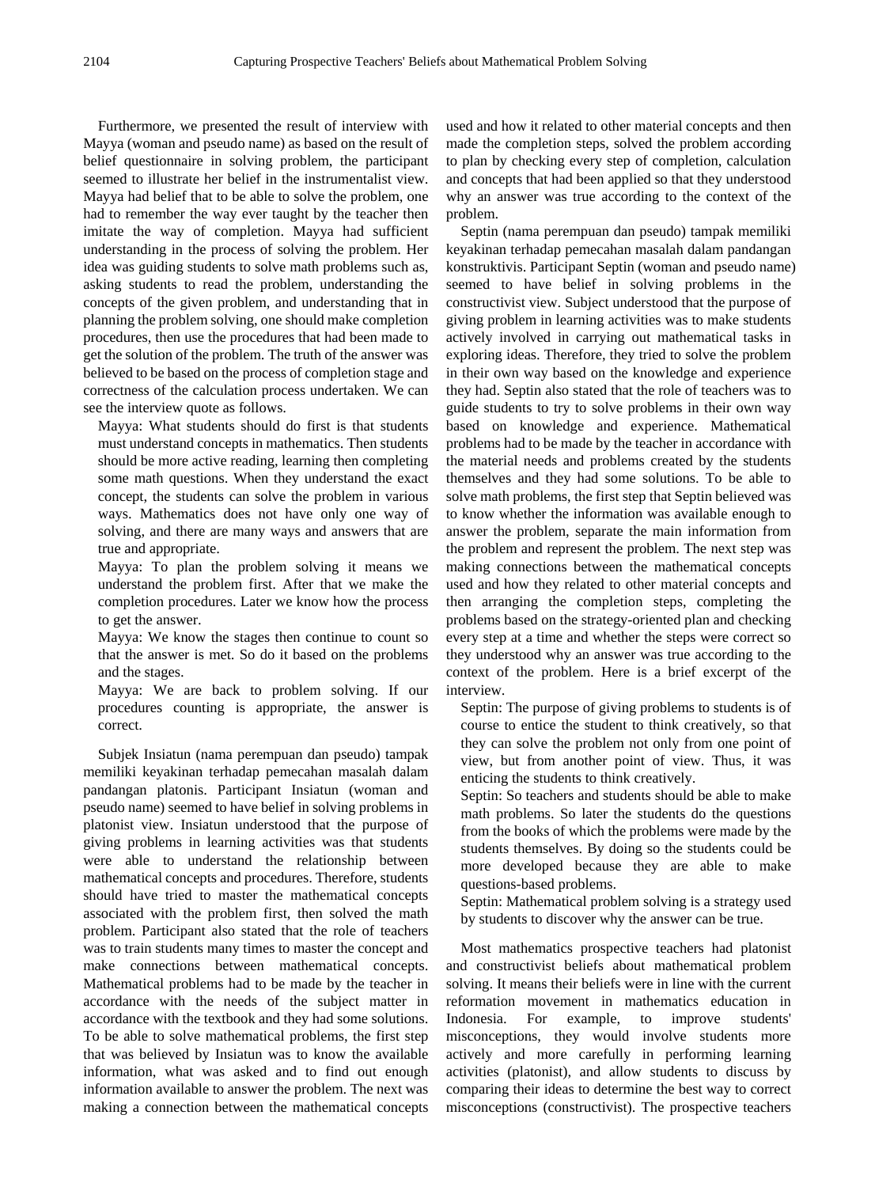Furthermore, we presented the result of interview with Mayya (woman and pseudo name) as based on the result of belief questionnaire in solving problem, the participant seemed to illustrate her belief in the instrumentalist view. Mayya had belief that to be able to solve the problem, one had to remember the way ever taught by the teacher then imitate the way of completion. Mayya had sufficient understanding in the process of solving the problem. Her idea was guiding students to solve math problems such as, asking students to read the problem, understanding the concepts of the given problem, and understanding that in planning the problem solving, one should make completion procedures, then use the procedures that had been made to get the solution of the problem. The truth of the answer was believed to be based on the process of completion stage and correctness of the calculation process undertaken. We can see the interview quote as follows.

> Mayya: What students should do first is that students must understand concepts in mathematics. Then students should be more active reading, learning then completing some math questions. When they understand the exact concept, the students can solve the problem in various ways. Mathematics does not have only one way of solving, and there are many ways and answers that are true and appropriate.
>
> Mayya: To plan the problem solving it means we understand the problem first. After that we make the completion procedures. Later we know how the process to get the answer.
>
> Mayya: We know the stages then continue to count so that the answer is met. So do it based on the problems and the stages.
>
> Mayya: We are back to problem solving. If our procedures counting is appropriate, the answer is correct.

Subjek Insiatun (nama perempuan dan pseudo) tampak memiliki keyakinan terhadap pemecahan masalah dalam pandangan platonis. Participant Insiatun (woman and pseudo name) seemed to have belief in solving problems in platonist view. Insiatun understood that the purpose of giving problems in learning activities was that students were able to understand the relationship between mathematical concepts and procedures. Therefore, students should have tried to master the mathematical concepts associated with the problem first, then solved the math problem. Participant also stated that the role of teachers was to train students many times to master the concept and make connections between mathematical concepts. Mathematical problems had to be made by the teacher in accordance with the needs of the subject matter in accordance with the textbook and they had some solutions. To be able to solve mathematical problems, the first step that was believed by Insiatun was to know the available information, what was asked and to find out enough information available to answer the problem. The next was making a connection between the mathematical concepts used and how it related to other material concepts and then made the completion steps, solved the problem according to plan by checking every step of completion, calculation and concepts that had been applied so that they understood why an answer was true according to the context of the problem.

Septin (nama perempuan dan pseudo) tampak memiliki keyakinan terhadap pemecahan masalah dalam pandangan konstruktivis. Participant Septin (woman and pseudo name) seemed to have belief in solving problems in the constructivist view. Subject understood that the purpose of giving problem in learning activities was to make students actively involved in carrying out mathematical tasks in exploring ideas. Therefore, they tried to solve the problem in their own way based on the knowledge and experience they had. Septin also stated that the role of teachers was to guide students to try to solve problems in their own way based on knowledge and experience. Mathematical problems had to be made by the teacher in accordance with the material needs and problems created by the students themselves and they had some solutions. To be able to solve math problems, the first step that Septin believed was to know whether the information was available enough to answer the problem, separate the main information from the problem and represent the problem. The next step was making connections between the mathematical concepts used and how they related to other material concepts and then arranging the completion steps, completing the problems based on the strategy-oriented plan and checking every step at a time and whether the steps were correct so they understood why an answer was true according to the context of the problem. Here is a brief excerpt of the interview.

> Septin: The purpose of giving problems to students is of course to entice the student to think creatively, so that they can solve the problem not only from one point of view, but from another point of view. Thus, it was enticing the students to think creatively.
>
> Septin: So teachers and students should be able to make math problems. So later the students do the questions from the books of which the problems were made by the students themselves. By doing so the students could be more developed because they are able to make questions-based problems.
>
> Septin: Mathematical problem solving is a strategy used by students to discover why the answer can be true.

Most mathematics prospective teachers had platonist and constructivist beliefs about mathematical problem solving. It means their beliefs were in line with the current reformation movement in mathematics education in Indonesia. For example, to improve students' misconceptions, they would involve students more actively and more carefully in performing learning activities (platonist), and allow students to discuss by comparing their ideas to determine the best way to correct misconceptions (constructivist). The prospective teachers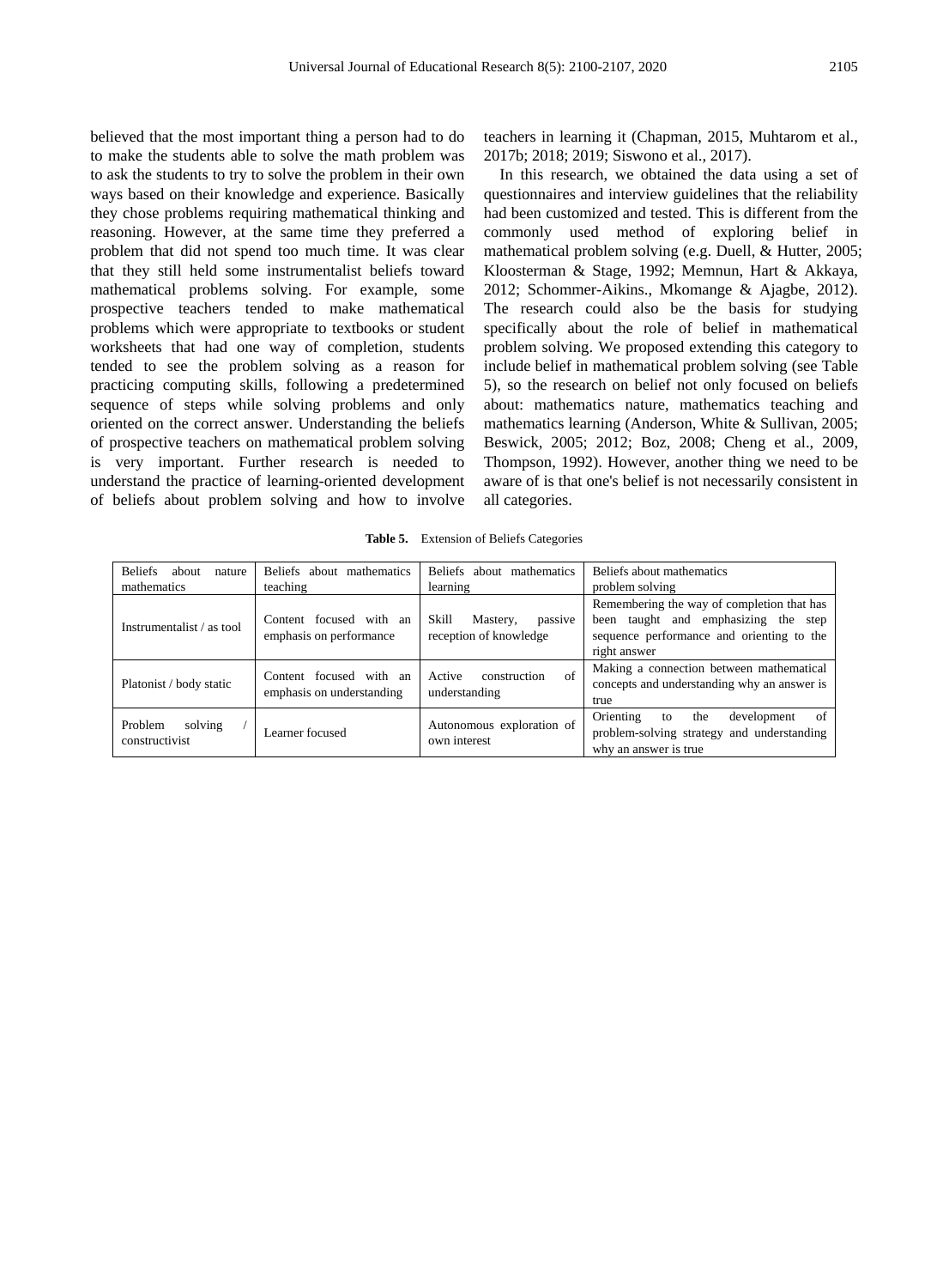believed that the most important thing a person had to do to make the students able to solve the math problem was to ask the students to try to solve the problem in their own ways based on their knowledge and experience. Basically they chose problems requiring mathematical thinking and reasoning. However, at the same time they preferred a problem that did not spend too much time. It was clear that they still held some instrumentalist beliefs toward mathematical problems solving. For example, some prospective teachers tended to make mathematical problems which were appropriate to textbooks or student worksheets that had one way of completion, students tended to see the problem solving as a reason for practicing computing skills, following a predetermined sequence of steps while solving problems and only oriented on the correct answer. Understanding the beliefs of prospective teachers on mathematical problem solving is very important. Further research is needed to understand the practice of learning-oriented development of beliefs about problem solving and how to involve teachers in learning it (Chapman, 2015, Muhtarom et al., 2017b; 2018; 2019; Siswono et al., 2017).

In this research, we obtained the data using a set of questionnaires and interview guidelines that the reliability had been customized and tested. This is different from the commonly used method of exploring belief in mathematical problem solving (e.g. Duell, & Hutter, 2005; Kloosterman & Stage, 1992; Memnun, Hart & Akkaya, 2012; Schommer-Aikins., Mkomange & Ajagbe, 2012). The research could also be the basis for studying specifically about the role of belief in mathematical problem solving. We proposed extending this category to include belief in mathematical problem solving (see Table 5), so the research on belief not only focused on beliefs about: mathematics nature, mathematics teaching and mathematics learning (Anderson, White & Sullivan, 2005; Beswick, 2005; 2012; Boz, 2008; Cheng et al., 2009, Thompson, 1992). However, another thing we need to be aware of is that one's belief is not necessarily consistent in all categories.

**Table 5.** Extension of Beliefs Categories

| Beliefs about nature mathematics | Beliefs about mathematics teaching | Beliefs about mathematics learning | Beliefs about mathematics problem solving |
|---|---|---|---|
| Instrumentalist / as tool | Content focused with an emphasis on performance | Skill Mastery, passive reception of knowledge | Remembering the way of completion that has been taught and emphasizing the step sequence performance and orienting to the right answer |
| Platonist / body static | Content focused with an emphasis on understanding | Active construction of understanding | Making a connection between mathematical concepts and understanding why an answer is true |
| Problem solving / constructivist | Learner focused | Autonomous exploration of own interest | Orienting to the development of problem-solving strategy and understanding why an answer is true |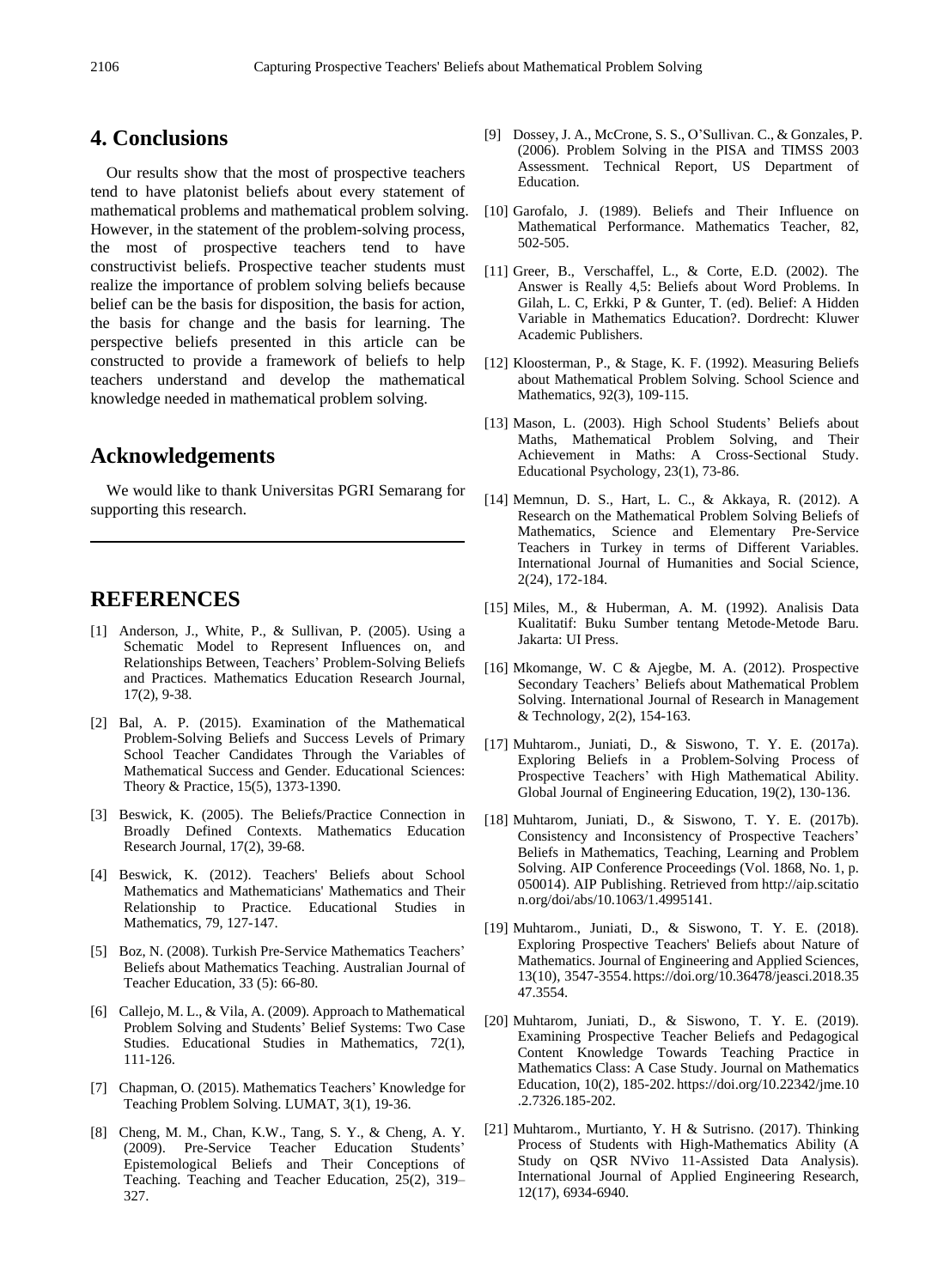## 4. Conclusions

Our results show that the most of prospective teachers tend to have platonist beliefs about every statement of mathematical problems and mathematical problem solving. However, in the statement of the problem-solving process, the most of prospective teachers tend to have constructivist beliefs. Prospective teacher students must realize the importance of problem solving beliefs because belief can be the basis for disposition, the basis for action, the basis for change and the basis for learning. The perspective beliefs presented in this article can be constructed to provide a framework of beliefs to help teachers understand and develop the mathematical knowledge needed in mathematical problem solving.

## Acknowledgements

We would like to thank Universitas PGRI Semarang for supporting this research.

## REFERENCES

[1] Anderson, J., White, P., & Sullivan, P. (2005). Using a Schematic Model to Represent Influences on, and Relationships Between, Teachers' Problem-Solving Beliefs and Practices. Mathematics Education Research Journal, 17(2), 9-38.

[2] Bal, A. P. (2015). Examination of the Mathematical Problem-Solving Beliefs and Success Levels of Primary School Teacher Candidates Through the Variables of Mathematical Success and Gender. Educational Sciences: Theory & Practice, 15(5), 1373-1390.

[3] Beswick, K. (2005). The Beliefs/Practice Connection in Broadly Defined Contexts. Mathematics Education Research Journal, 17(2), 39-68.

[4] Beswick, K. (2012). Teachers' Beliefs about School Mathematics and Mathematicians' Mathematics and Their Relationship to Practice. Educational Studies in Mathematics, 79, 127-147.

[5] Boz, N. (2008). Turkish Pre-Service Mathematics Teachers' Beliefs about Mathematics Teaching. Australian Journal of Teacher Education, 33 (5): 66-80.

[6] Callejo, M. L., & Vila, A. (2009). Approach to Mathematical Problem Solving and Students' Belief Systems: Two Case Studies. Educational Studies in Mathematics, 72(1), 111-126.

[7] Chapman, O. (2015). Mathematics Teachers' Knowledge for Teaching Problem Solving. LUMAT, 3(1), 19-36.

[8] Cheng, M. M., Chan, K.W., Tang, S. Y., & Cheng, A. Y. (2009). Pre-Service Teacher Education Students' Epistemological Beliefs and Their Conceptions of Teaching. Teaching and Teacher Education, 25(2), 319–327.

[9] Dossey, J. A., McCrone, S. S., O'Sullivan. C., & Gonzales, P. (2006). Problem Solving in the PISA and TIMSS 2003 Assessment. Technical Report, US Department of Education.

[10] Garofalo, J. (1989). Beliefs and Their Influence on Mathematical Performance. Mathematics Teacher, 82, 502-505.

[11] Greer, B., Verschaffel, L., & Corte, E.D. (2002). The Answer is Really 4,5: Beliefs about Word Problems. In Gilah, L. C, Erkki, P & Gunter, T. (ed). Belief: A Hidden Variable in Mathematics Education?. Dordrecht: Kluwer Academic Publishers.

[12] Kloosterman, P., & Stage, K. F. (1992). Measuring Beliefs about Mathematical Problem Solving. School Science and Mathematics, 92(3), 109-115.

[13] Mason, L. (2003). High School Students' Beliefs about Maths, Mathematical Problem Solving, and Their Achievement in Maths: A Cross-Sectional Study. Educational Psychology, 23(1), 73-86.

[14] Memnun, D. S., Hart, L. C., & Akkaya, R. (2012). A Research on the Mathematical Problem Solving Beliefs of Mathematics, Science and Elementary Pre-Service Teachers in Turkey in terms of Different Variables. International Journal of Humanities and Social Science, 2(24), 172-184.

[15] Miles, M., & Huberman, A. M. (1992). Analisis Data Kualitatif: Buku Sumber tentang Metode-Metode Baru. Jakarta: UI Press.

[16] Mkomange, W. C & Ajegbe, M. A. (2012). Prospective Secondary Teachers' Beliefs about Mathematical Problem Solving. International Journal of Research in Management & Technology, 2(2), 154-163.

[17] Muhtarom., Juniati, D., & Siswono, T. Y. E. (2017a). Exploring Beliefs in a Problem-Solving Process of Prospective Teachers' with High Mathematical Ability. Global Journal of Engineering Education, 19(2), 130-136.

[18] Muhtarom, Juniati, D., & Siswono, T. Y. E. (2017b). Consistency and Inconsistency of Prospective Teachers' Beliefs in Mathematics, Teaching, Learning and Problem Solving. AIP Conference Proceedings (Vol. 1868, No. 1, p. 050014). AIP Publishing. Retrieved from http://aip.scitation.org/doi/abs/10.1063/1.4995141.

[19] Muhtarom., Juniati, D., & Siswono, T. Y. E. (2018). Exploring Prospective Teachers' Beliefs about Nature of Mathematics. Journal of Engineering and Applied Sciences, 13(10), 3547-3554. https://doi.org/10.36478/jeasci.2018.3547.3554.

[20] Muhtarom, Juniati, D., & Siswono, T. Y. E. (2019). Examining Prospective Teacher Beliefs and Pedagogical Content Knowledge Towards Teaching Practice in Mathematics Class: A Case Study. Journal on Mathematics Education, 10(2), 185-202. https://doi.org/10.22342/jme.10.2.7326.185-202.

[21] Muhtarom., Murtianto, Y. H & Sutrisno. (2017). Thinking Process of Students with High-Mathematics Ability (A Study on QSR NVivo 11-Assisted Data Analysis). International Journal of Applied Engineering Research, 12(17), 6934-6940.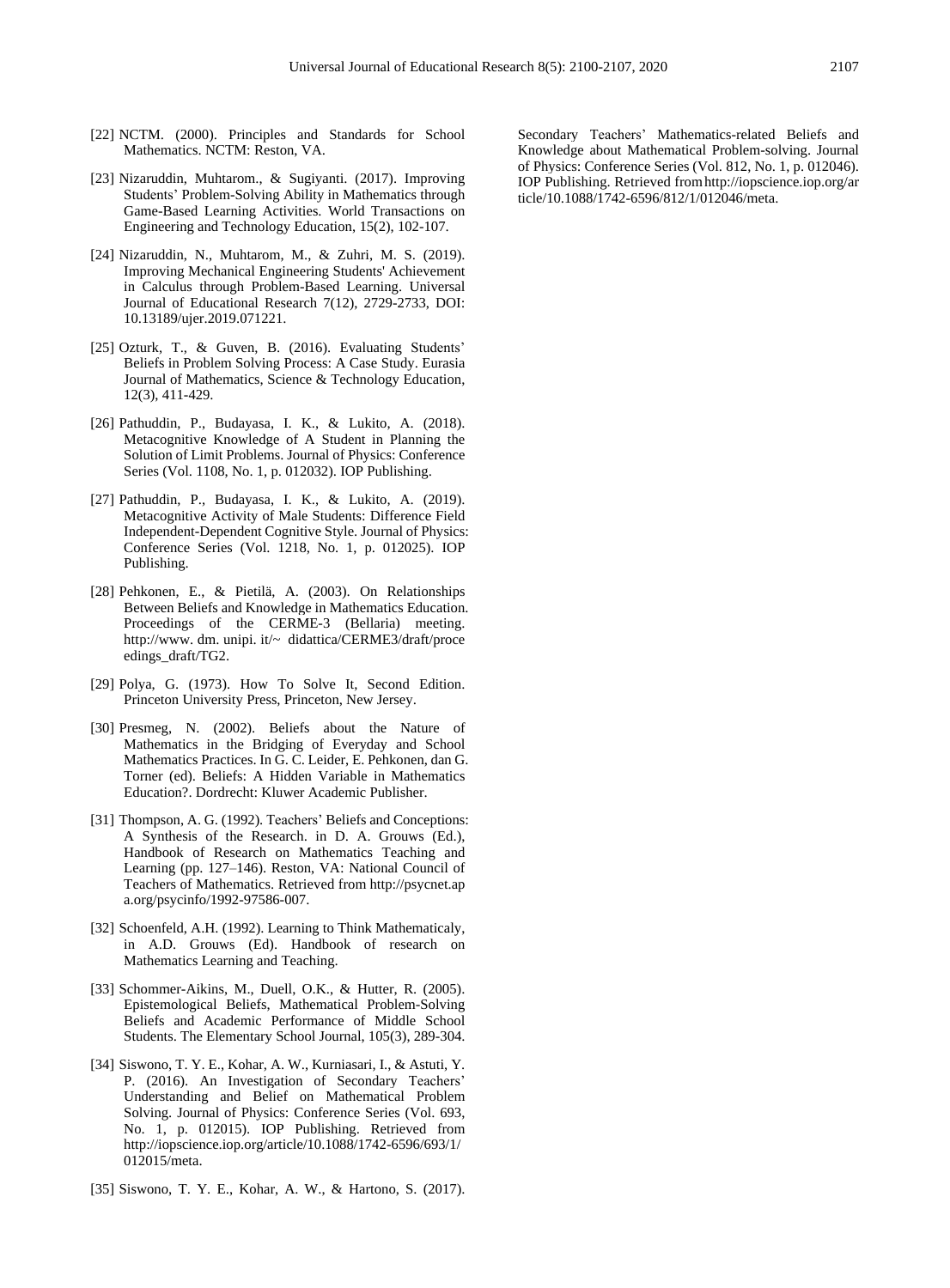[22] NCTM. (2000). Principles and Standards for School Mathematics. NCTM: Reston, VA.

[23] Nizaruddin, Muhtarom., & Sugiyanti. (2017). Improving Students' Problem-Solving Ability in Mathematics through Game-Based Learning Activities. World Transactions on Engineering and Technology Education, 15(2), 102-107.

[24] Nizaruddin, N., Muhtarom, M., & Zuhri, M. S. (2019). Improving Mechanical Engineering Students' Achievement in Calculus through Problem-Based Learning. Universal Journal of Educational Research 7(12), 2729-2733, DOI: 10.13189/ujer.2019.071221.

[25] Ozturk, T., & Guven, B. (2016). Evaluating Students' Beliefs in Problem Solving Process: A Case Study. Eurasia Journal of Mathematics, Science & Technology Education, 12(3), 411-429.

[26] Pathuddin, P., Budayasa, I. K., & Lukito, A. (2018). Metacognitive Knowledge of A Student in Planning the Solution of Limit Problems. Journal of Physics: Conference Series (Vol. 1108, No. 1, p. 012032). IOP Publishing.

[27] Pathuddin, P., Budayasa, I. K., & Lukito, A. (2019). Metacognitive Activity of Male Students: Difference Field Independent-Dependent Cognitive Style. Journal of Physics: Conference Series (Vol. 1218, No. 1, p. 012025). IOP Publishing.

[28] Pehkonen, E., & Pietilä, A. (2003). On Relationships Between Beliefs and Knowledge in Mathematics Education. Proceedings of the CERME-3 (Bellaria) meeting. http://www. dm. unipi. it/~ didattica/CERME3/draft/proceedings_draft/TG2.

[29] Polya, G. (1973). How To Solve It, Second Edition. Princeton University Press, Princeton, New Jersey.

[30] Presmeg, N. (2002). Beliefs about the Nature of Mathematics in the Bridging of Everyday and School Mathematics Practices. In G. C. Leider, E. Pehkonen, dan G. Torner (ed). Beliefs: A Hidden Variable in Mathematics Education?. Dordrecht: Kluwer Academic Publisher.

[31] Thompson, A. G. (1992). Teachers' Beliefs and Conceptions: A Synthesis of the Research. in D. A. Grouws (Ed.), Handbook of Research on Mathematics Teaching and Learning (pp. 127–146). Reston, VA: National Council of Teachers of Mathematics. Retrieved from http://psycnet.apa.org/psycinfo/1992-97586-007.

[32] Schoenfeld, A.H. (1992). Learning to Think Mathematicaly, in A.D. Grouws (Ed). Handbook of research on Mathematics Learning and Teaching.

[33] Schommer-Aikins, M., Duell, O.K., & Hutter, R. (2005). Epistemological Beliefs, Mathematical Problem-Solving Beliefs and Academic Performance of Middle School Students. The Elementary School Journal, 105(3), 289-304.

[34] Siswono, T. Y. E., Kohar, A. W., Kurniasari, I., & Astuti, Y. P. (2016). An Investigation of Secondary Teachers' Understanding and Belief on Mathematical Problem Solving. Journal of Physics: Conference Series (Vol. 693, No. 1, p. 012015). IOP Publishing. Retrieved from http://iopscience.iop.org/article/10.1088/1742-6596/693/1/012015/meta.

[35] Siswono, T. Y. E., Kohar, A. W., & Hartono, S. (2017). Secondary Teachers' Mathematics-related Beliefs and Knowledge about Mathematical Problem-solving. Journal of Physics: Conference Series (Vol. 812, No. 1, p. 012046). IOP Publishing. Retrieved from http://iopscience.iop.org/article/10.1088/1742-6596/812/1/012046/meta.